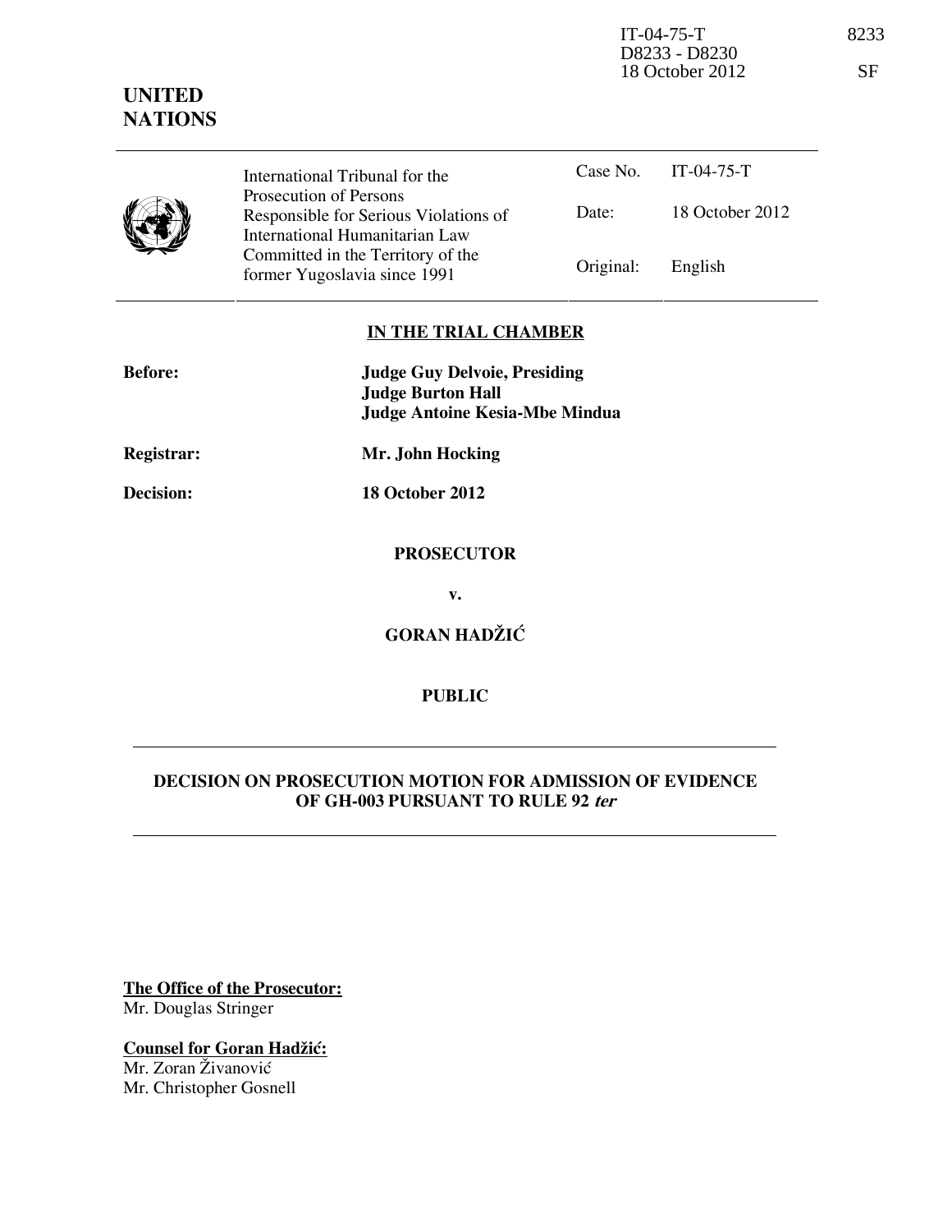IT-04-75-T 8233
D8233 - D8230
18 October 2012 SF

**UNITED NATIONS**

| International Tribunal for the Prosecution of Persons Responsible for Serious Violations of International Humanitarian Law Committed in the Territory of the former Yugoslavia since 1991 | Case No. | IT-04-75-T |
|---|---|---|
| | Date: | 18 October 2012 |
| | Original: | English |

**IN THE TRIAL CHAMBER**

| | |
|---|---|
| **Before:** | **Judge Guy Delvoie, Presiding**<br>**Judge Burton Hall**<br>**Judge Antoine Kesia-Mbe Mindua** |
| **Registrar:** | **Mr. John Hocking** |
| **Decision:** | **18 October 2012** |

**PROSECUTOR**

**v.**

**GORAN HADŽIĆ**

**PUBLIC**

**DECISION ON PROSECUTION MOTION FOR ADMISSION OF EVIDENCE OF GH-003 PURSUANT TO RULE 92 *ter***

**The Office of the Prosecutor:**
Mr. Douglas Stringer

**Counsel for Goran Hadžić:**
Mr. Zoran Živanović
Mr. Christopher Gosnell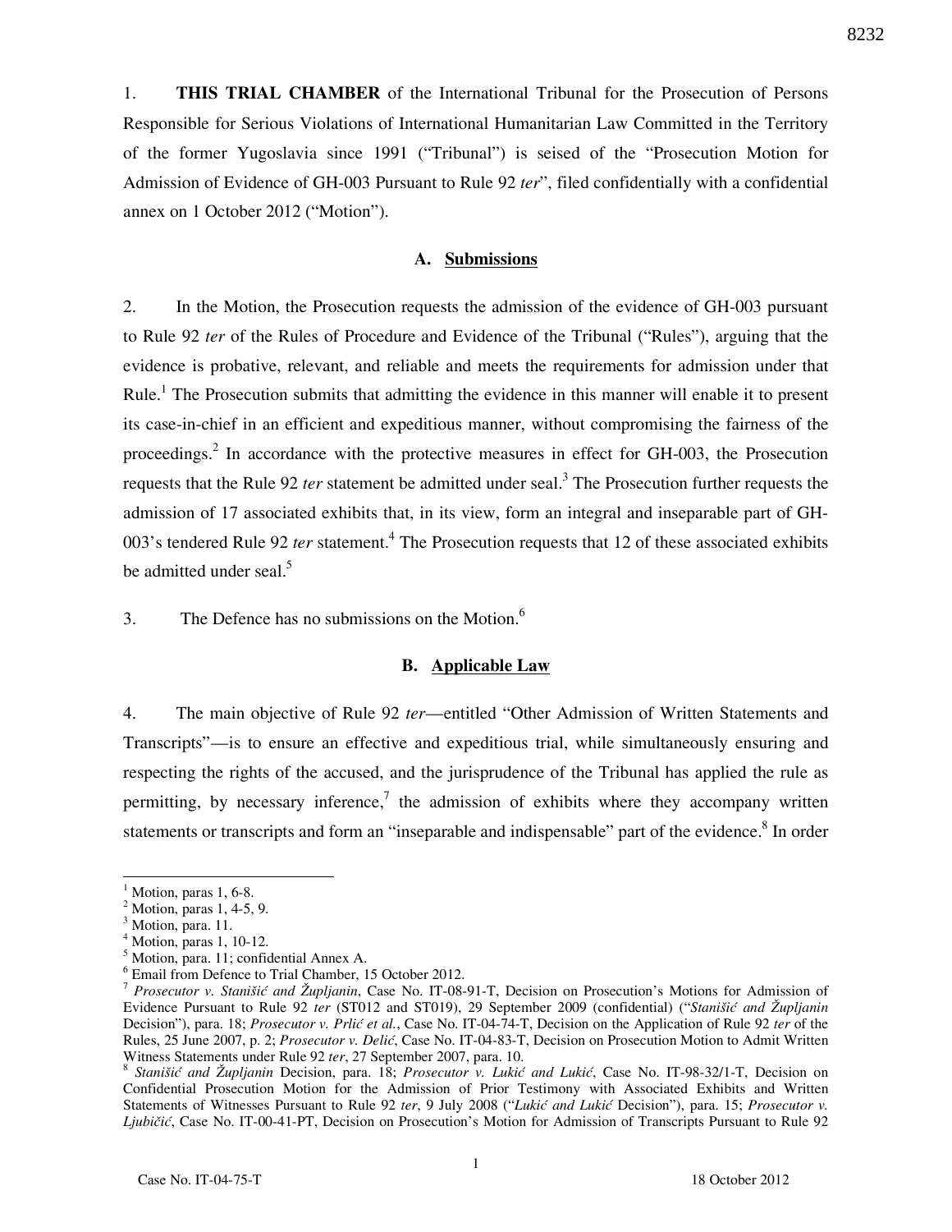1. **THIS TRIAL CHAMBER** of the International Tribunal for the Prosecution of Persons Responsible for Serious Violations of International Humanitarian Law Committed in the Territory of the former Yugoslavia since 1991 ("Tribunal") is seised of the "Prosecution Motion for Admission of Evidence of GH-003 Pursuant to Rule 92 *ter*", filed confidentially with a confidential annex on 1 October 2012 ("Motion").

### A. Submissions

2. In the Motion, the Prosecution requests the admission of the evidence of GH-003 pursuant to Rule 92 *ter* of the Rules of Procedure and Evidence of the Tribunal ("Rules"), arguing that the evidence is probative, relevant, and reliable and meets the requirements for admission under that Rule.[1] The Prosecution submits that admitting the evidence in this manner will enable it to present its case-in-chief in an efficient and expeditious manner, without compromising the fairness of the proceedings.[2] In accordance with the protective measures in effect for GH-003, the Prosecution requests that the Rule 92 *ter* statement be admitted under seal.[3] The Prosecution further requests the admission of 17 associated exhibits that, in its view, form an integral and inseparable part of GH-003's tendered Rule 92 *ter* statement.[4] The Prosecution requests that 12 of these associated exhibits be admitted under seal.[5]

3. The Defence has no submissions on the Motion.[6]

### B. Applicable Law

4. The main objective of Rule 92 *ter*—entitled "Other Admission of Written Statements and Transcripts"—is to ensure an effective and expeditious trial, while simultaneously ensuring and respecting the rights of the accused, and the jurisprudence of the Tribunal has applied the rule as permitting, by necessary inference,[7] the admission of exhibits where they accompany written statements or transcripts and form an "inseparable and indispensable" part of the evidence.[8] In order

---

[1] Motion, paras 1, 6-8.

[2] Motion, paras 1, 4-5, 9.

[3] Motion, para. 11.

[4] Motion, paras 1, 10-12.

[5] Motion, para. 11; confidential Annex A.

[6] Email from Defence to Trial Chamber, 15 October 2012.

[7] *Prosecutor v. Stanišić and Župljanin*, Case No. IT-08-91-T, Decision on Prosecution's Motions for Admission of Evidence Pursuant to Rule 92 *ter* (ST012 and ST019), 29 September 2009 (confidential) ("*Stanišić and Župljanin* Decision"), para. 18; *Prosecutor v. Prlić et al.*, Case No. IT-04-74-T, Decision on the Application of Rule 92 *ter* of the Rules, 25 June 2007, p. 2; *Prosecutor v. Delić*, Case No. IT-04-83-T, Decision on Prosecution Motion to Admit Written Witness Statements under Rule 92 *ter*, 27 September 2007, para. 10.

[8] *Stanišić and Župljanin* Decision, para. 18; *Prosecutor v. Lukić and Lukić*, Case No. IT-98-32/1-T, Decision on Confidential Prosecution Motion for the Admission of Prior Testimony with Associated Exhibits and Written Statements of Witnesses Pursuant to Rule 92 *ter*, 9 July 2008 ("*Lukić and Lukić* Decision"), para. 15; *Prosecutor v. Ljubičić*, Case No. IT-00-41-PT, Decision on Prosecution's Motion for Admission of Transcripts Pursuant to Rule 92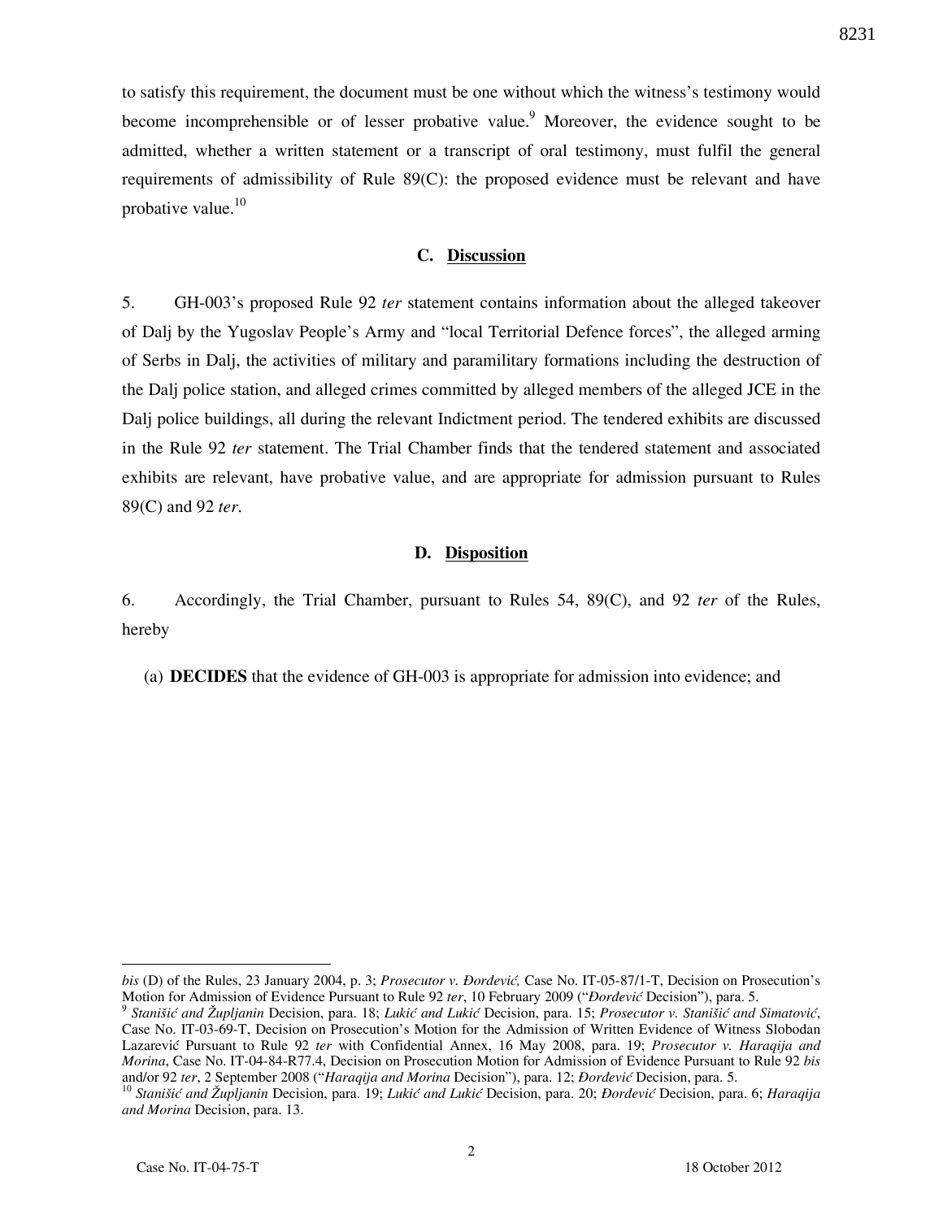to satisfy this requirement, the document must be one without which the witness's testimony would become incomprehensible or of lesser probative value.[9] Moreover, the evidence sought to be admitted, whether a written statement or a transcript of oral testimony, must fulfil the general requirements of admissibility of Rule 89(C): the proposed evidence must be relevant and have probative value.[10]

### C. Discussion

5. GH-003's proposed Rule 92 *ter* statement contains information about the alleged takeover of Dalj by the Yugoslav People's Army and "local Territorial Defence forces", the alleged arming of Serbs in Dalj, the activities of military and paramilitary formations including the destruction of the Dalj police station, and alleged crimes committed by alleged members of the alleged JCE in the Dalj police buildings, all during the relevant Indictment period. The tendered exhibits are discussed in the Rule 92 *ter* statement. The Trial Chamber finds that the tendered statement and associated exhibits are relevant, have probative value, and are appropriate for admission pursuant to Rules 89(C) and 92 *ter*.

### D. Disposition

6. Accordingly, the Trial Chamber, pursuant to Rules 54, 89(C), and 92 *ter* of the Rules, hereby

(a) **DECIDES** that the evidence of GH-003 is appropriate for admission into evidence; and

---

*bis* (D) of the Rules, 23 January 2004, p. 3; *Prosecutor v. Đorđević,* Case No. IT-05-87/1-T, Decision on Prosecution's Motion for Admission of Evidence Pursuant to Rule 92 *ter*, 10 February 2009 ("*Đorđević* Decision"), para. 5.

[9] *Stanišić and Župljanin* Decision, para. 18; *Lukić and Lukić* Decision, para. 15; *Prosecutor v. Stanišić and Simatović*, Case No. IT-03-69-T, Decision on Prosecution's Motion for the Admission of Written Evidence of Witness Slobodan Lazarević Pursuant to Rule 92 *ter* with Confidential Annex, 16 May 2008, para. 19; *Prosecutor v. Haraqija and Morina*, Case No. IT-04-84-R77.4, Decision on Prosecution Motion for Admission of Evidence Pursuant to Rule 92 *bis* and/or 92 *ter*, 2 September 2008 ("*Haraqija and Morina* Decision"), para. 12; *Đorđević* Decision, para. 5.

[10] *Stanišić and Župljanin* Decision, para. 19; *Lukić and Lukić* Decision, para. 20; *Đorđević* Decision, para. 6; *Haraqija and Morina* Decision, para. 13.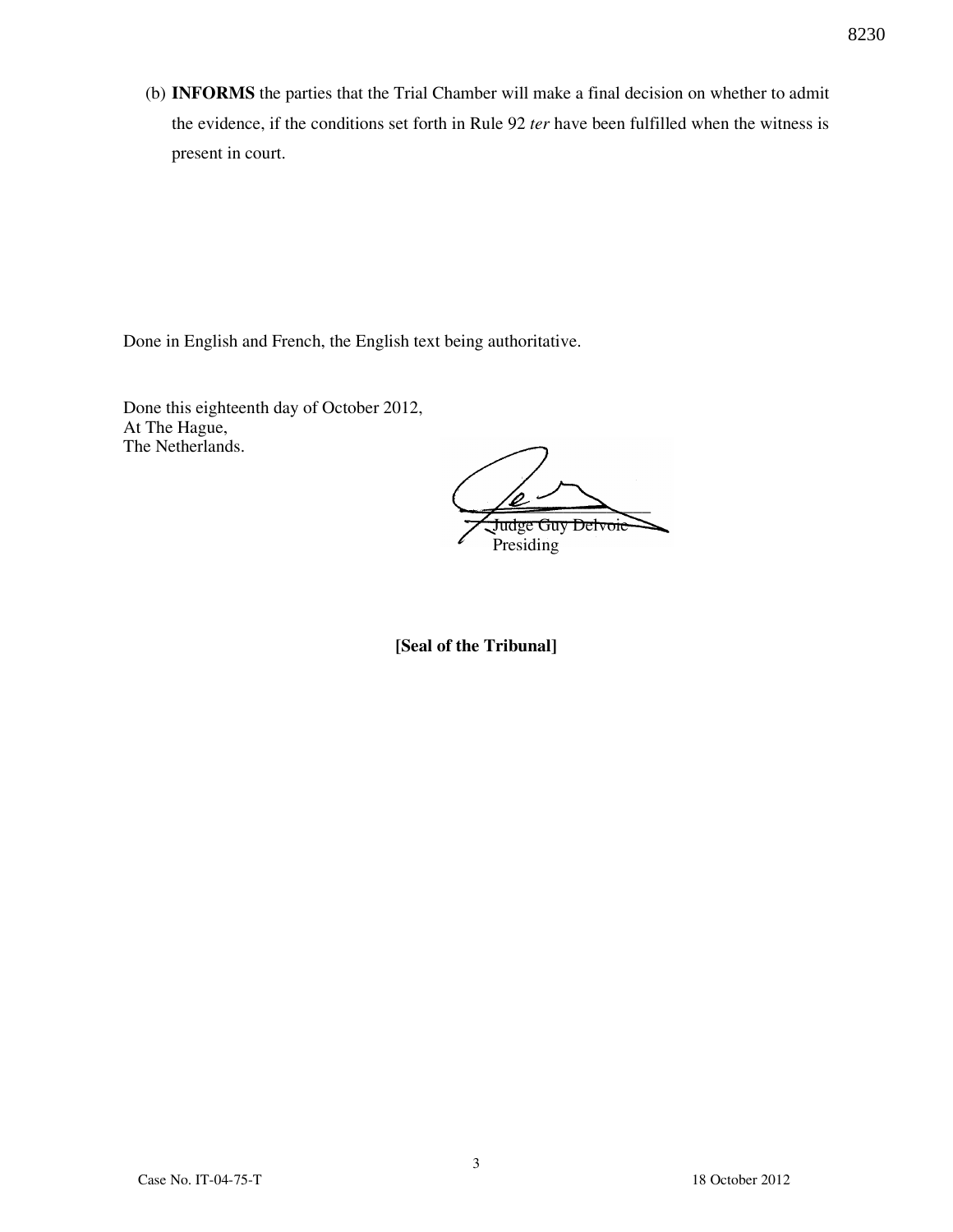(b) **INFORMS** the parties that the Trial Chamber will make a final decision on whether to admit the evidence, if the conditions set forth in Rule 92 *ter* have been fulfilled when the witness is present in court.

Done in English and French, the English text being authoritative.

Done this eighteenth day of October 2012,
At The Hague,
The Netherlands.

Judge Guy Delvoie
Presiding

**[Seal of the Tribunal]**